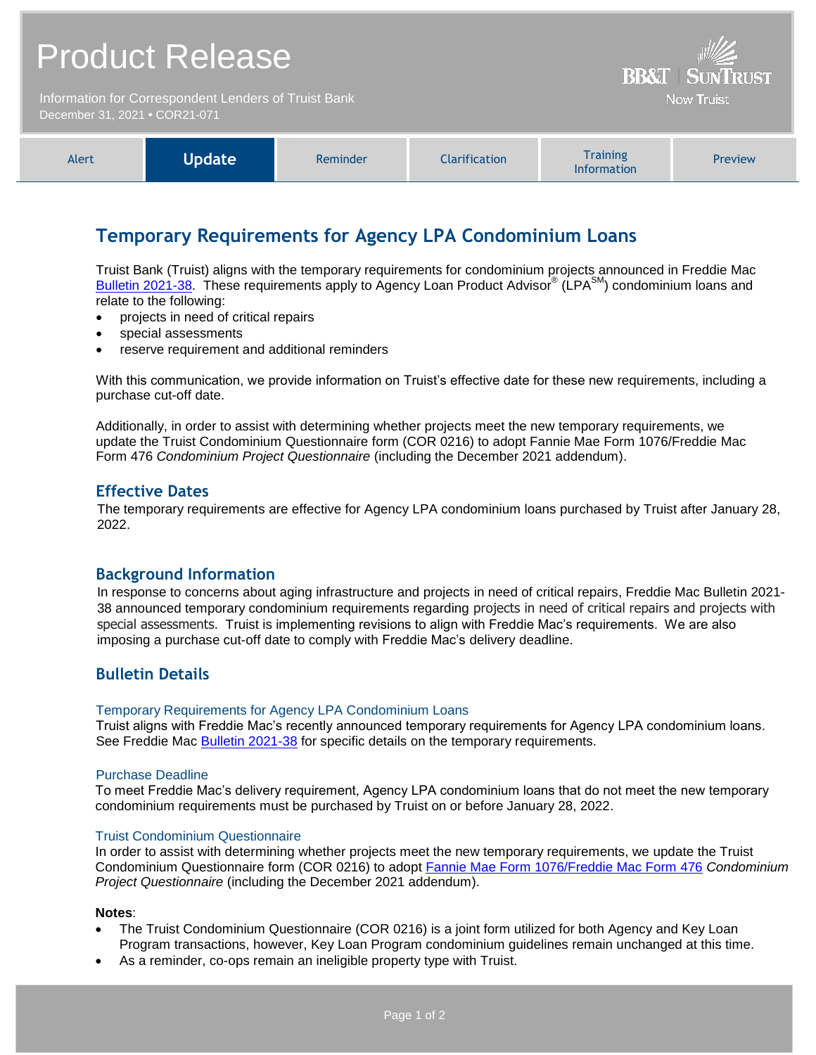# Product Release

Information for Correspondent Lenders of Truist Bank
December 31, 2021 • COR21-071

| Alert | **Update** | Reminder | Clarification | Training Information | Preview |
|---|---|---|---|---|---|

## Temporary Requirements for Agency LPA Condominium Loans

Truist Bank (Truist) aligns with the temporary requirements for condominium projects announced in Freddie Mac Bulletin 2021-38. These requirements apply to Agency Loan Product Advisor® (LPA℠) condominium loans and relate to the following:

- projects in need of critical repairs
- special assessments
- reserve requirement and additional reminders

With this communication, we provide information on Truist's effective date for these new requirements, including a purchase cut-off date.

Additionally, in order to assist with determining whether projects meet the new temporary requirements, we update the Truist Condominium Questionnaire form (COR 0216) to adopt Fannie Mae Form 1076/Freddie Mac Form 476 *Condominium Project Questionnaire* (including the December 2021 addendum).

### Effective Dates

The temporary requirements are effective for Agency LPA condominium loans purchased by Truist after January 28, 2022.

### Background Information

In response to concerns about aging infrastructure and projects in need of critical repairs, Freddie Mac Bulletin 2021-38 announced temporary condominium requirements regarding projects in need of critical repairs and projects with special assessments. Truist is implementing revisions to align with Freddie Mac's requirements. We are also imposing a purchase cut-off date to comply with Freddie Mac's delivery deadline.

### Bulletin Details

#### Temporary Requirements for Agency LPA Condominium Loans

Truist aligns with Freddie Mac's recently announced temporary requirements for Agency LPA condominium loans. See Freddie Mac Bulletin 2021-38 for specific details on the temporary requirements.

#### Purchase Deadline

To meet Freddie Mac's delivery requirement, Agency LPA condominium loans that do not meet the new temporary condominium requirements must be purchased by Truist on or before January 28, 2022.

#### Truist Condominium Questionnaire

In order to assist with determining whether projects meet the new temporary requirements, we update the Truist Condominium Questionnaire form (COR 0216) to adopt Fannie Mae Form 1076/Freddie Mac Form 476 *Condominium Project Questionnaire* (including the December 2021 addendum).

**Notes**:

- The Truist Condominium Questionnaire (COR 0216) is a joint form utilized for both Agency and Key Loan Program transactions, however, Key Loan Program condominium guidelines remain unchanged at this time.
- As a reminder, co-ops remain an ineligible property type with Truist.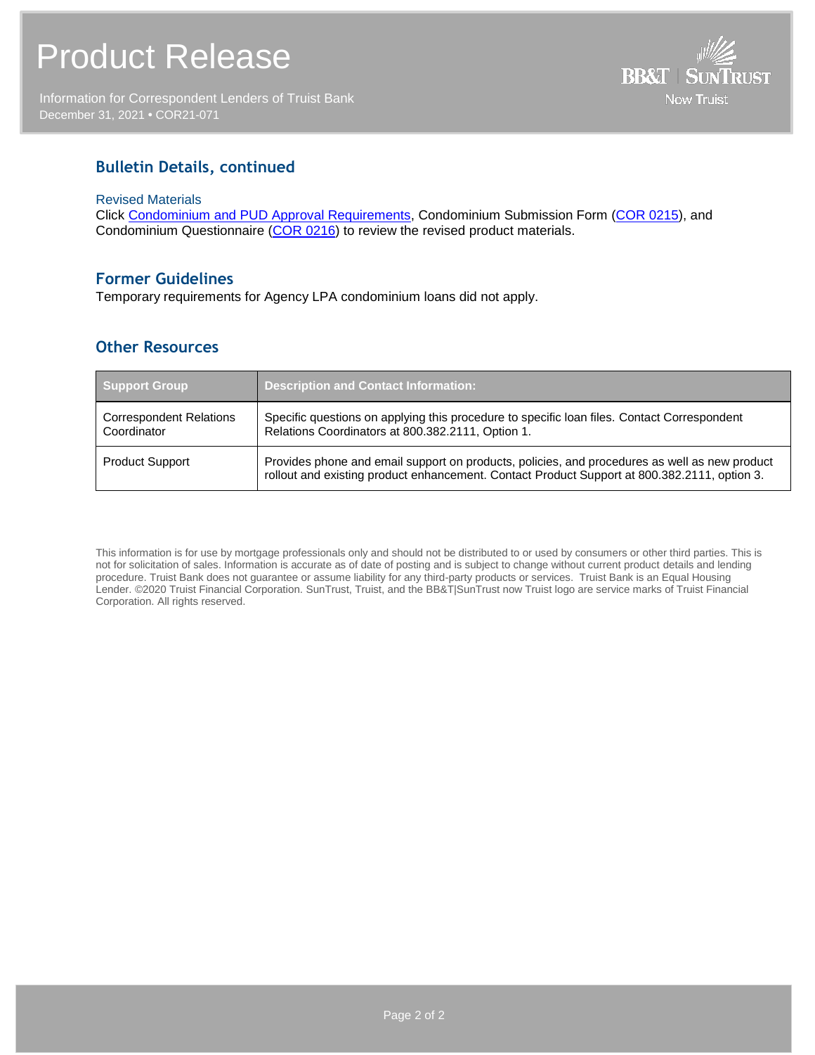## Bulletin Details, continued

### Revised Materials

Click Condominium and PUD Approval Requirements, Condominium Submission Form (COR 0215), and Condominium Questionnaire (COR 0216) to review the revised product materials.

## Former Guidelines

Temporary requirements for Agency LPA condominium loans did not apply.

## Other Resources

| Support Group | Description and Contact Information: |
|---|---|
| Correspondent Relations Coordinator | Specific questions on applying this procedure to specific loan files. Contact Correspondent Relations Coordinators at 800.382.2111, Option 1. |
| Product Support | Provides phone and email support on products, policies, and procedures as well as new product rollout and existing product enhancement. Contact Product Support at 800.382.2111, option 3. |

This information is for use by mortgage professionals only and should not be distributed to or used by consumers or other third parties. This is not for solicitation of sales. Information is accurate as of date of posting and is subject to change without current product details and lending procedure. Truist Bank does not guarantee or assume liability for any third-party products or services. Truist Bank is an Equal Housing Lender. ©2020 Truist Financial Corporation. SunTrust, Truist, and the BB&T|SunTrust now Truist logo are service marks of Truist Financial Corporation. All rights reserved.